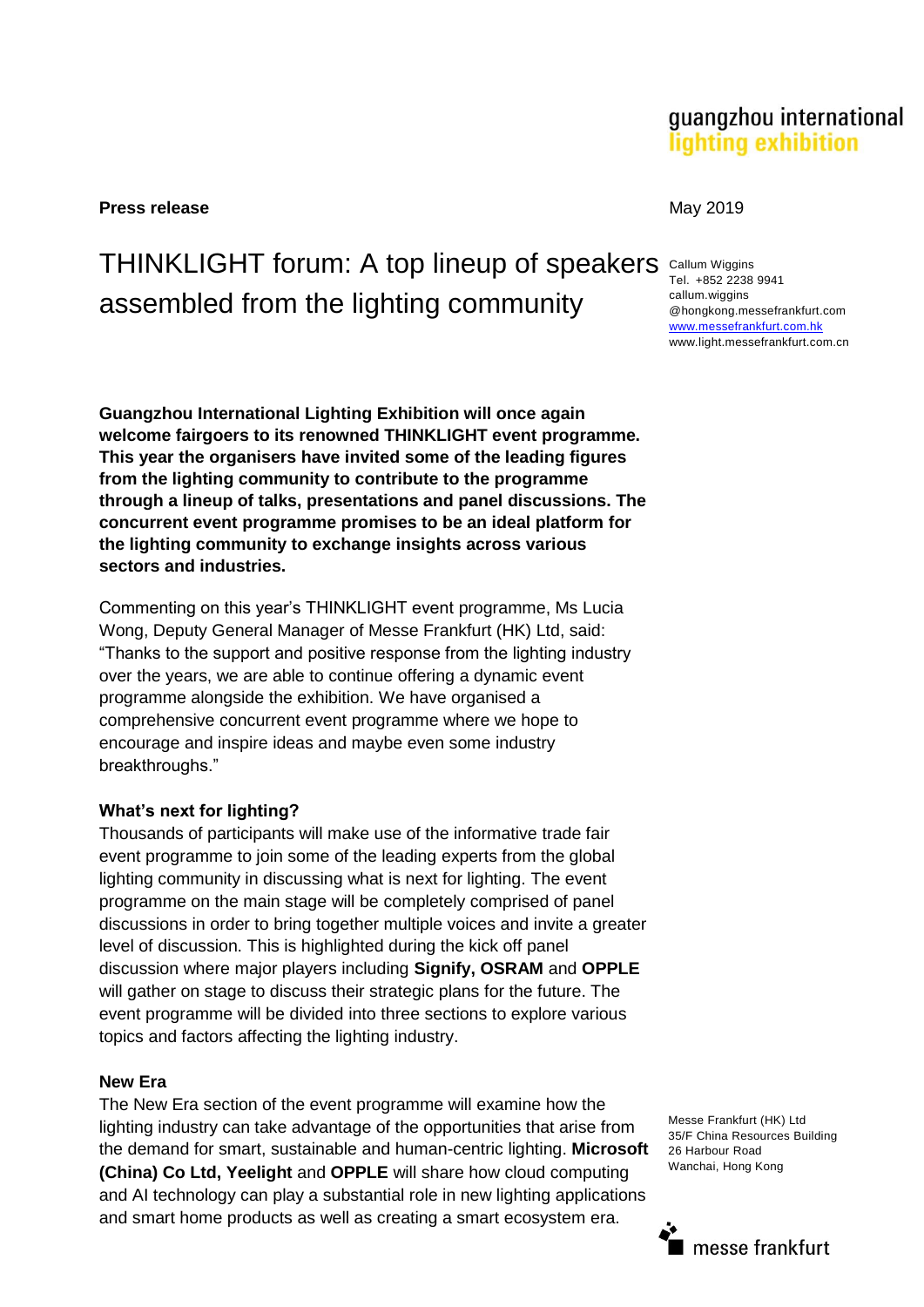guangzhou international lighting exhibition

**Press release**

May 2019

# THINKLIGHT forum: A top lineup of speakers assembled from the lighting community

Callum Wiggins
Tel. +852 2238 9941
callum.wiggins@hongkong.messefrankfurt.com
www.messefrankfurt.com.hk
www.light.messefrankfurt.com.cn

**Guangzhou International Lighting Exhibition will once again welcome fairgoers to its renowned THINKLIGHT event programme. This year the organisers have invited some of the leading figures from the lighting community to contribute to the programme through a lineup of talks, presentations and panel discussions. The concurrent event programme promises to be an ideal platform for the lighting community to exchange insights across various sectors and industries.**

Commenting on this year's THINKLIGHT event programme, Ms Lucia Wong, Deputy General Manager of Messe Frankfurt (HK) Ltd, said: "Thanks to the support and positive response from the lighting industry over the years, we are able to continue offering a dynamic event programme alongside the exhibition. We have organised a comprehensive concurrent event programme where we hope to encourage and inspire ideas and maybe even some industry breakthroughs."

**What's next for lighting?**

Thousands of participants will make use of the informative trade fair event programme to join some of the leading experts from the global lighting community in discussing what is next for lighting. The event programme on the main stage will be completely comprised of panel discussions in order to bring together multiple voices and invite a greater level of discussion. This is highlighted during the kick off panel discussion where major players including **Signify, OSRAM** and **OPPLE** will gather on stage to discuss their strategic plans for the future. The event programme will be divided into three sections to explore various topics and factors affecting the lighting industry.

**New Era**

The New Era section of the event programme will examine how the lighting industry can take advantage of the opportunities that arise from the demand for smart, sustainable and human-centric lighting. **Microsoft (China) Co Ltd, Yeelight** and **OPPLE** will share how cloud computing and AI technology can play a substantial role in new lighting applications and smart home products as well as creating a smart ecosystem era.

Messe Frankfurt (HK) Ltd
35/F China Resources Building
26 Harbour Road
Wanchai, Hong Kong

messe frankfurt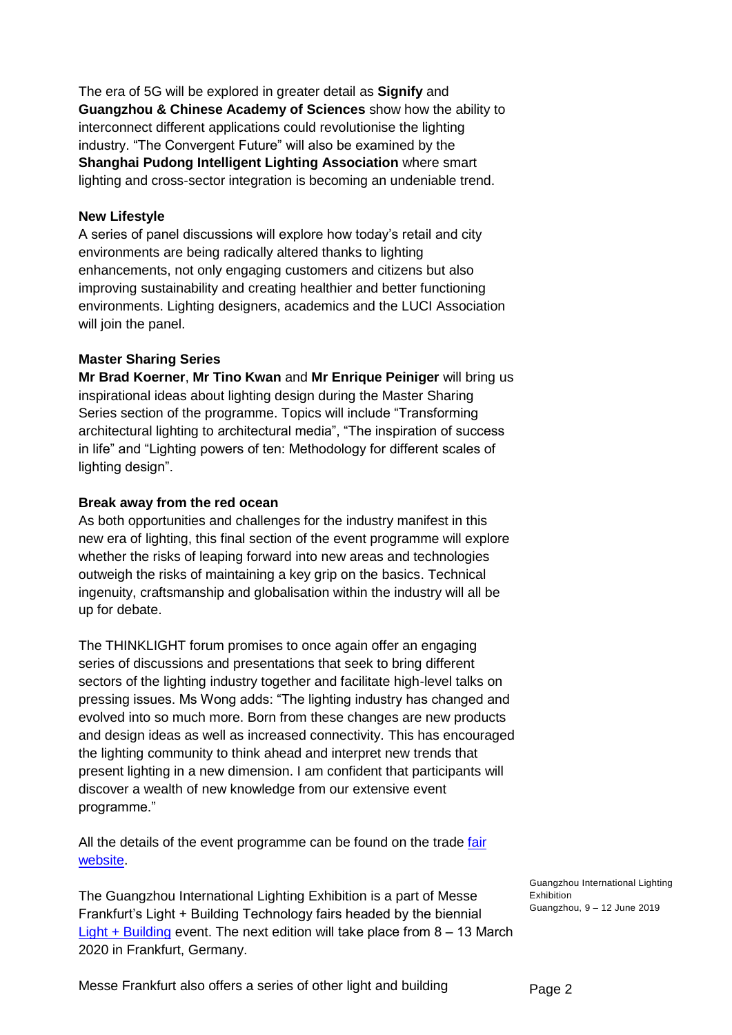The era of 5G will be explored in greater detail as **Signify** and **Guangzhou & Chinese Academy of Sciences** show how the ability to interconnect different applications could revolutionise the lighting industry. "The Convergent Future" will also be examined by the **Shanghai Pudong Intelligent Lighting Association** where smart lighting and cross-sector integration is becoming an undeniable trend.

**New Lifestyle**

A series of panel discussions will explore how today's retail and city environments are being radically altered thanks to lighting enhancements, not only engaging customers and citizens but also improving sustainability and creating healthier and better functioning environments. Lighting designers, academics and the LUCI Association will join the panel.

**Master Sharing Series**

**Mr Brad Koerner**, **Mr Tino Kwan** and **Mr Enrique Peiniger** will bring us inspirational ideas about lighting design during the Master Sharing Series section of the programme. Topics will include "Transforming architectural lighting to architectural media", "The inspiration of success in life" and "Lighting powers of ten: Methodology for different scales of lighting design".

**Break away from the red ocean**

As both opportunities and challenges for the industry manifest in this new era of lighting, this final section of the event programme will explore whether the risks of leaping forward into new areas and technologies outweigh the risks of maintaining a key grip on the basics. Technical ingenuity, craftsmanship and globalisation within the industry will all be up for debate.

The THINKLIGHT forum promises to once again offer an engaging series of discussions and presentations that seek to bring different sectors of the lighting industry together and facilitate high-level talks on pressing issues. Ms Wong adds: "The lighting industry has changed and evolved into so much more. Born from these changes are new products and design ideas as well as increased connectivity. This has encouraged the lighting community to think ahead and interpret new trends that present lighting in a new dimension. I am confident that participants will discover a wealth of new knowledge from our extensive event programme."

All the details of the event programme can be found on the trade fair website.

The Guangzhou International Lighting Exhibition is a part of Messe Frankfurt's Light + Building Technology fairs headed by the biennial Light + Building event. The next edition will take place from 8 – 13 March 2020 in Frankfurt, Germany.

Messe Frankfurt also offers a series of other light and building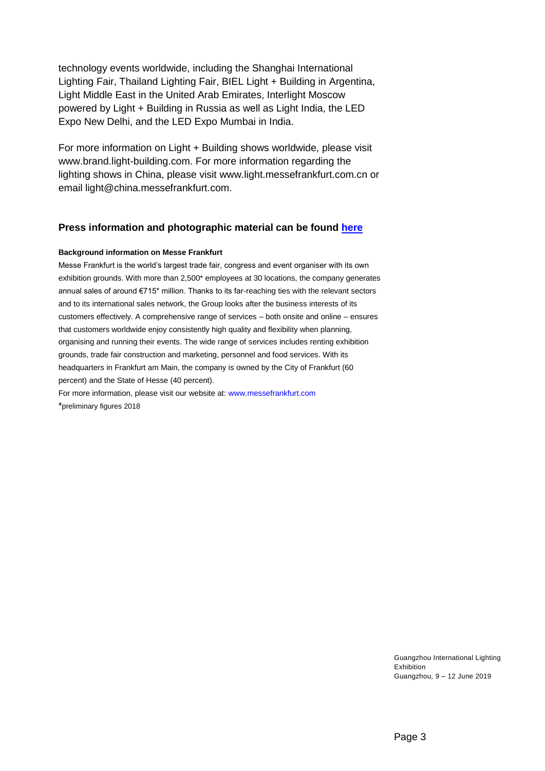technology events worldwide, including the Shanghai International Lighting Fair, Thailand Lighting Fair, BIEL Light + Building in Argentina, Light Middle East in the United Arab Emirates, Interlight Moscow powered by Light + Building in Russia as well as Light India, the LED Expo New Delhi, and the LED Expo Mumbai in India.

For more information on Light + Building shows worldwide, please visit www.brand.light-building.com. For more information regarding the lighting shows in China, please visit www.light.messefrankfurt.com.cn or email light@china.messefrankfurt.com.

### Press information and photographic material can be found [here]

**Background information on Messe Frankfurt**

Messe Frankfurt is the world's largest trade fair, congress and event organiser with its own exhibition grounds. With more than 2,500* employees at 30 locations, the company generates annual sales of around €715* million. Thanks to its far-reaching ties with the relevant sectors and to its international sales network, the Group looks after the business interests of its customers effectively. A comprehensive range of services – both onsite and online – ensures that customers worldwide enjoy consistently high quality and flexibility when planning, organising and running their events. The wide range of services includes renting exhibition grounds, trade fair construction and marketing, personnel and food services. With its headquarters in Frankfurt am Main, the company is owned by the City of Frankfurt (60 percent) and the State of Hesse (40 percent).

For more information, please visit our website at: www.messefrankfurt.com

*preliminary figures 2018